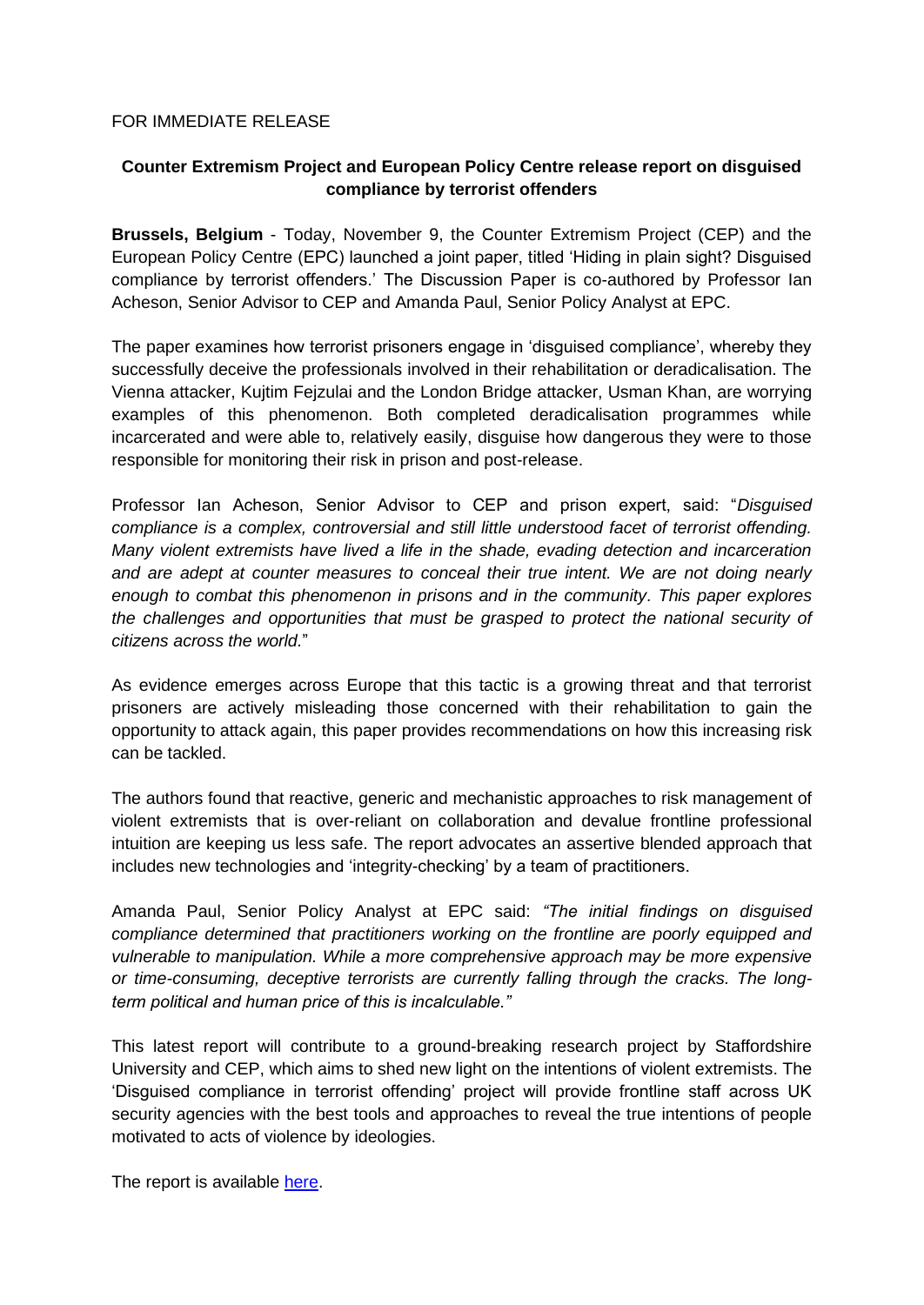FOR IMMEDIATE RELEASE

**Counter Extremism Project and European Policy Centre release report on disguised compliance by terrorist offenders**

**Brussels, Belgium** - Today, November 9, the Counter Extremism Project (CEP) and the European Policy Centre (EPC) launched a joint paper, titled 'Hiding in plain sight? Disguised compliance by terrorist offenders.' The Discussion Paper is co-authored by Professor Ian Acheson, Senior Advisor to CEP and Amanda Paul, Senior Policy Analyst at EPC.

The paper examines how terrorist prisoners engage in 'disguised compliance', whereby they successfully deceive the professionals involved in their rehabilitation or deradicalisation. The Vienna attacker, Kujtim Fejzulai and the London Bridge attacker, Usman Khan, are worrying examples of this phenomenon. Both completed deradicalisation programmes while incarcerated and were able to, relatively easily, disguise how dangerous they were to those responsible for monitoring their risk in prison and post-release.

Professor Ian Acheson, Senior Advisor to CEP and prison expert, said: "*Disguised compliance is a complex, controversial and still little understood facet of terrorist offending. Many violent extremists have lived a life in the shade, evading detection and incarceration and are adept at counter measures to conceal their true intent. We are not doing nearly enough to combat this phenomenon in prisons and in the community. This paper explores the challenges and opportunities that must be grasped to protect the national security of citizens across the world.*"

As evidence emerges across Europe that this tactic is a growing threat and that terrorist prisoners are actively misleading those concerned with their rehabilitation to gain the opportunity to attack again, this paper provides recommendations on how this increasing risk can be tackled.

The authors found that reactive, generic and mechanistic approaches to risk management of violent extremists that is over-reliant on collaboration and devalue frontline professional intuition are keeping us less safe. The report advocates an assertive blended approach that includes new technologies and 'integrity-checking' by a team of practitioners.

Amanda Paul, Senior Policy Analyst at EPC said: *"The initial findings on disguised compliance determined that practitioners working on the frontline are poorly equipped and vulnerable to manipulation. While a more comprehensive approach may be more expensive or time-consuming, deceptive terrorists are currently falling through the cracks. The long-term political and human price of this is incalculable."*

This latest report will contribute to a ground-breaking research project by Staffordshire University and CEP, which aims to shed new light on the intentions of violent extremists. The 'Disguised compliance in terrorist offending' project will provide frontline staff across UK security agencies with the best tools and approaches to reveal the true intentions of people motivated to acts of violence by ideologies.

The report is available here.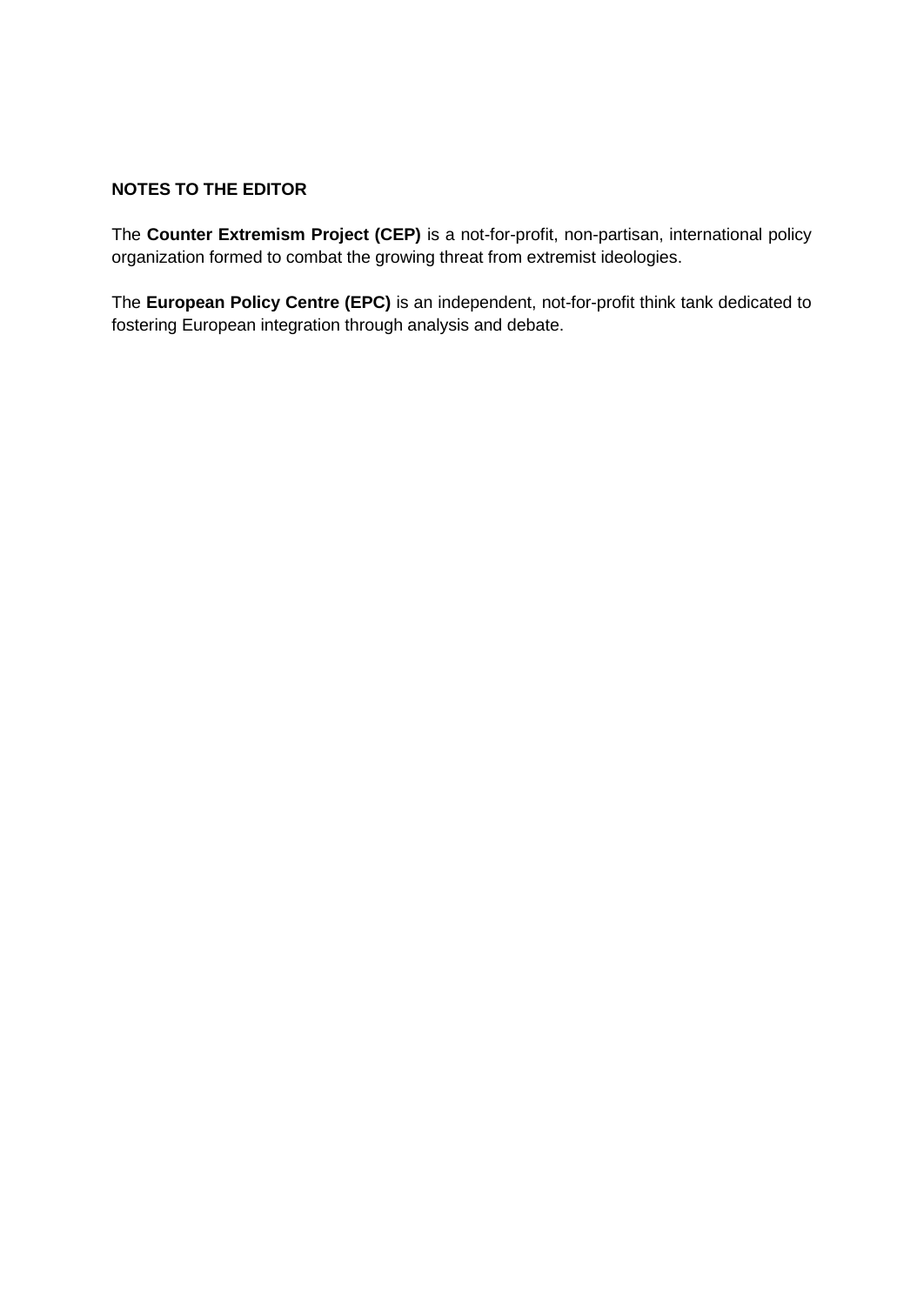**NOTES TO THE EDITOR**

The **Counter Extremism Project (CEP)** is a not-for-profit, non-partisan, international policy organization formed to combat the growing threat from extremist ideologies.

The **European Policy Centre (EPC)** is an independent, not-for-profit think tank dedicated to fostering European integration through analysis and debate.